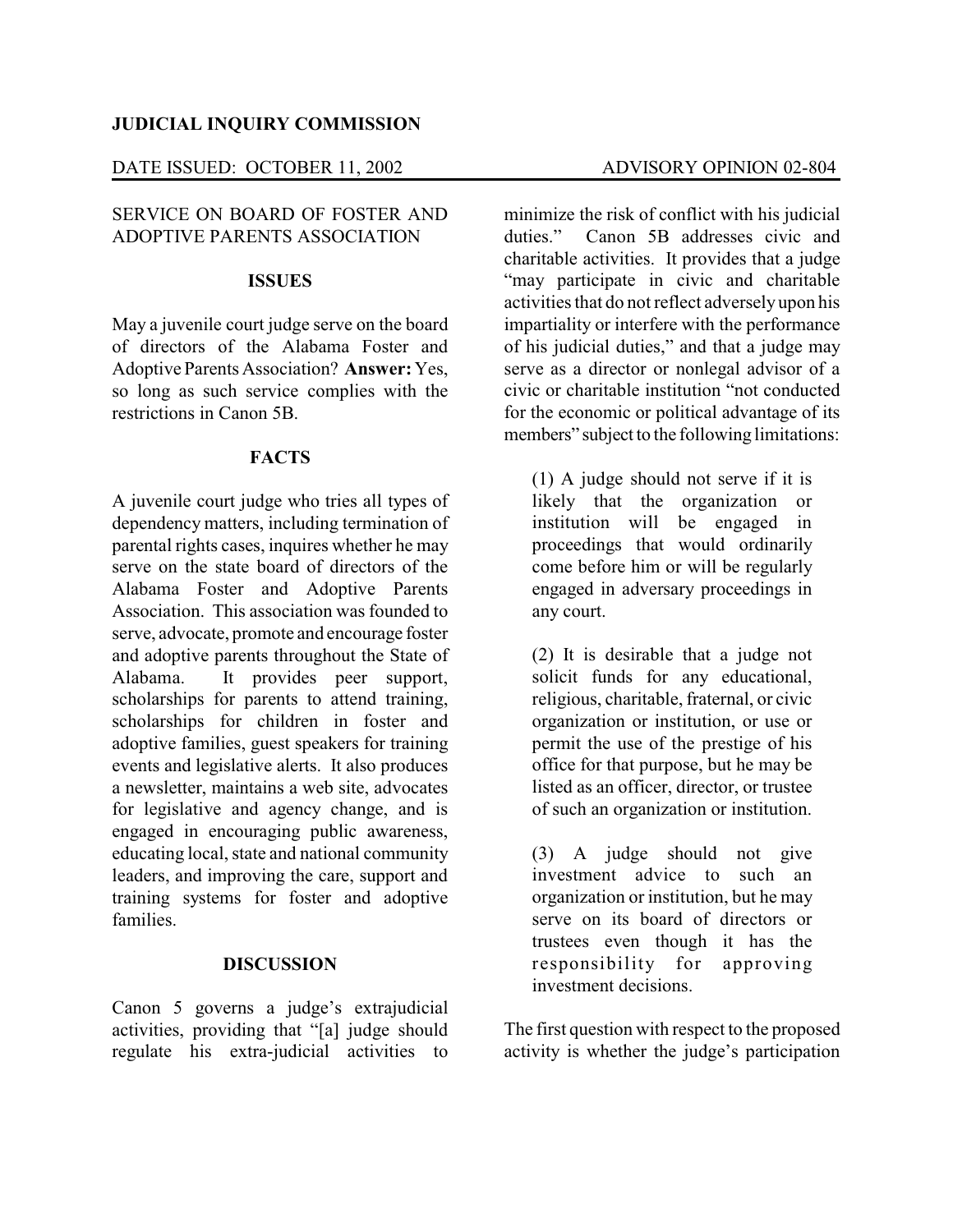**JUDICIAL INQUIRY COMMISSION**

DATE ISSUED: OCTOBER 11, 2002 ADVISORY OPINION 02-804

SERVICE ON BOARD OF FOSTER AND ADOPTIVE PARENTS ASSOCIATION

**ISSUES**

May a juvenile court judge serve on the board of directors of the Alabama Foster and Adoptive Parents Association? **Answer:** Yes, so long as such service complies with the restrictions in Canon 5B.

**FACTS**

A juvenile court judge who tries all types of dependency matters, including termination of parental rights cases, inquires whether he may serve on the state board of directors of the Alabama Foster and Adoptive Parents Association. This association was founded to serve, advocate, promote and encourage foster and adoptive parents throughout the State of Alabama. It provides peer support, scholarships for parents to attend training, scholarships for children in foster and adoptive families, guest speakers for training events and legislative alerts. It also produces a newsletter, maintains a web site, advocates for legislative and agency change, and is engaged in encouraging public awareness, educating local, state and national community leaders, and improving the care, support and training systems for foster and adoptive families.

**DISCUSSION**

Canon 5 governs a judge's extrajudicial activities, providing that "[a] judge should regulate his extra-judicial activities to minimize the risk of conflict with his judicial duties." Canon 5B addresses civic and charitable activities. It provides that a judge "may participate in civic and charitable activities that do not reflect adversely upon his impartiality or interfere with the performance of his judicial duties," and that a judge may serve as a director or nonlegal advisor of a civic or charitable institution "not conducted for the economic or political advantage of its members" subject to the following limitations:

> (1) A judge should not serve if it is likely that the organization or institution will be engaged in proceedings that would ordinarily come before him or will be regularly engaged in adversary proceedings in any court.
>
> (2) It is desirable that a judge not solicit funds for any educational, religious, charitable, fraternal, or civic organization or institution, or use or permit the use of the prestige of his office for that purpose, but he may be listed as an officer, director, or trustee of such an organization or institution.
>
> (3) A judge should not give investment advice to such an organization or institution, but he may serve on its board of directors or trustees even though it has the responsibility for approving investment decisions.

The first question with respect to the proposed activity is whether the judge's participation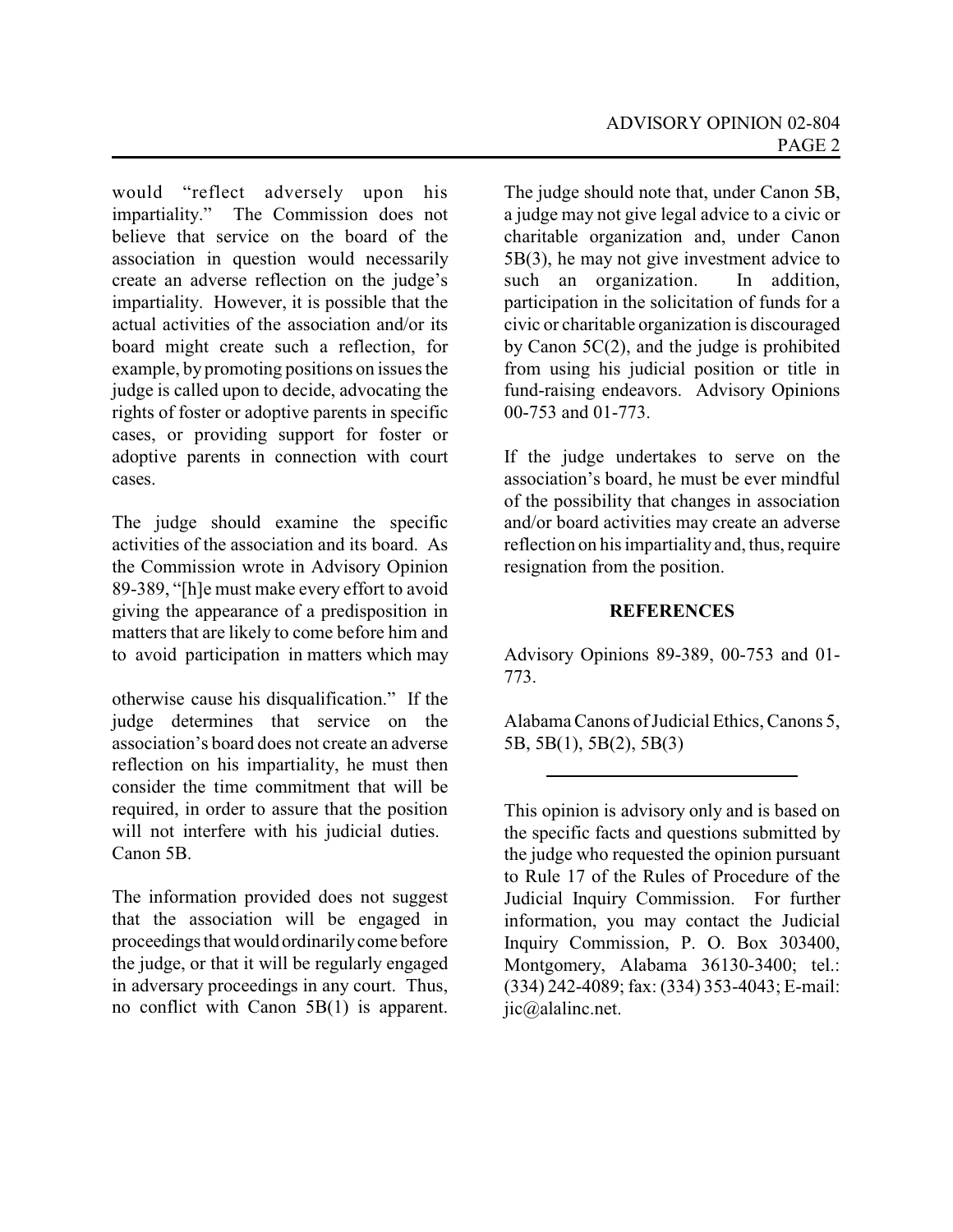would "reflect adversely upon his impartiality." The Commission does not believe that service on the board of the association in question would necessarily create an adverse reflection on the judge's impartiality. However, it is possible that the actual activities of the association and/or its board might create such a reflection, for example, by promoting positions on issues the judge is called upon to decide, advocating the rights of foster or adoptive parents in specific cases, or providing support for foster or adoptive parents in connection with court cases.

The judge should examine the specific activities of the association and its board. As the Commission wrote in Advisory Opinion 89-389, "[h]e must make every effort to avoid giving the appearance of a predisposition in matters that are likely to come before him and to avoid participation in matters which may otherwise cause his disqualification." If the judge determines that service on the association's board does not create an adverse reflection on his impartiality, he must then consider the time commitment that will be required, in order to assure that the position will not interfere with his judicial duties. Canon 5B.

The information provided does not suggest that the association will be engaged in proceedings that would ordinarily come before the judge, or that it will be regularly engaged in adversary proceedings in any court. Thus, no conflict with Canon 5B(1) is apparent. The judge should note that, under Canon 5B, a judge may not give legal advice to a civic or charitable organization and, under Canon 5B(3), he may not give investment advice to such an organization. In addition, participation in the solicitation of funds for a civic or charitable organization is discouraged by Canon 5C(2), and the judge is prohibited from using his judicial position or title in fund-raising endeavors. Advisory Opinions 00-753 and 01-773.

If the judge undertakes to serve on the association's board, he must be ever mindful of the possibility that changes in association and/or board activities may create an adverse reflection on his impartiality and, thus, require resignation from the position.

## REFERENCES

Advisory Opinions 89-389, 00-753 and 01-773.

Alabama Canons of Judicial Ethics, Canons 5, 5B, 5B(1), 5B(2), 5B(3)

---

This opinion is advisory only and is based on the specific facts and questions submitted by the judge who requested the opinion pursuant to Rule 17 of the Rules of Procedure of the Judicial Inquiry Commission. For further information, you may contact the Judicial Inquiry Commission, P. O. Box 303400, Montgomery, Alabama 36130-3400; tel.: (334) 242-4089; fax: (334) 353-4043; E-mail: jic@alalinc.net.